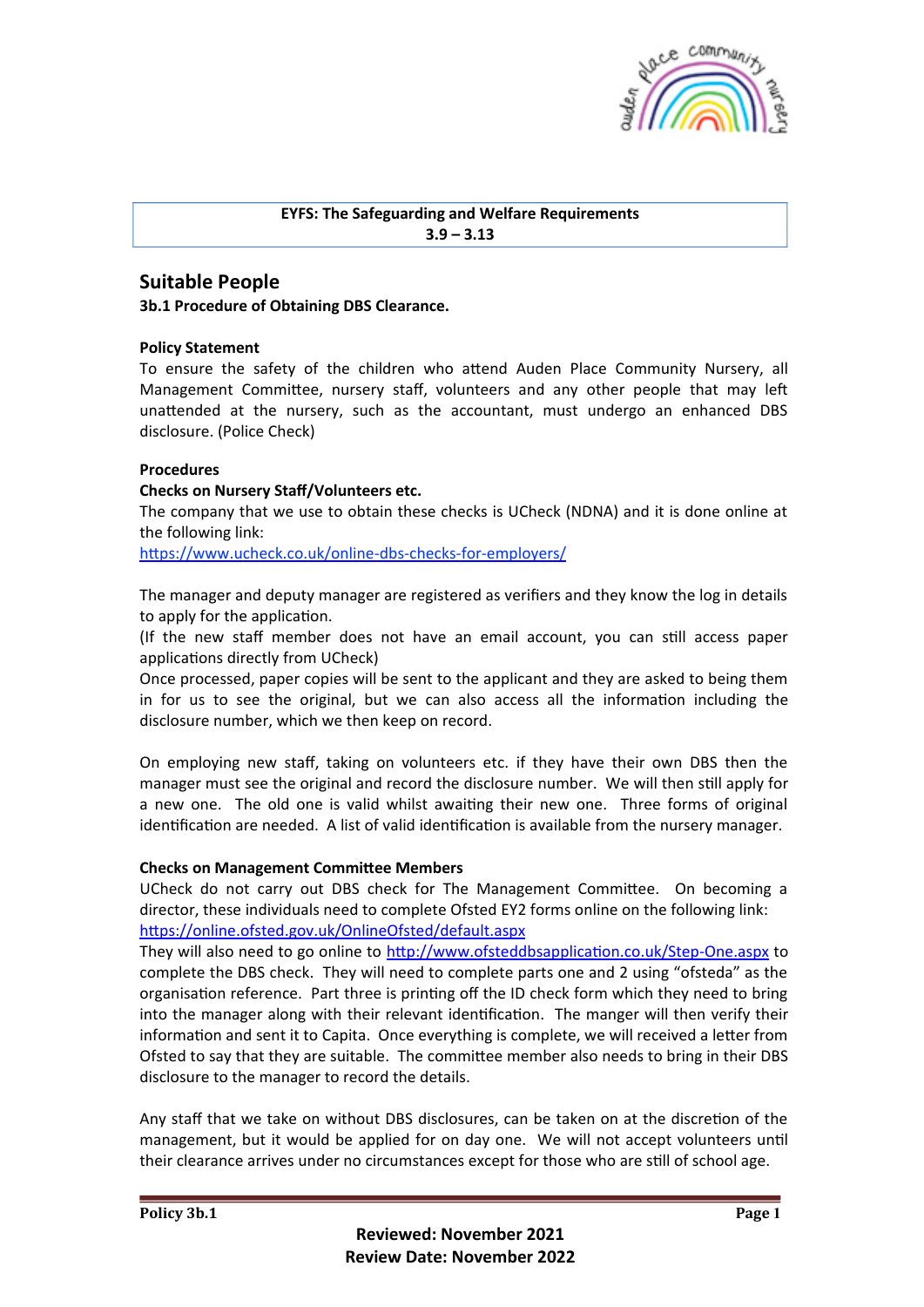**EYFS: The Safeguarding and Welfare Requirements**
**3.9 – 3.13**

## Suitable People

**3b.1 Procedure of Obtaining DBS Clearance.**

**Policy Statement**

To ensure the safety of the children who attend Auden Place Community Nursery, all Management Committee, nursery staff, volunteers and any other people that may left unattended at the nursery, such as the accountant, must undergo an enhanced DBS disclosure. (Police Check)

**Procedures**

**Checks on Nursery Staff/Volunteers etc.**

The company that we use to obtain these checks is UCheck (NDNA) and it is done online at the following link:
https://www.ucheck.co.uk/online-dbs-checks-for-employers/

The manager and deputy manager are registered as verifiers and they know the log in details to apply for the application.
(If the new staff member does not have an email account, you can still access paper applications directly from UCheck)
Once processed, paper copies will be sent to the applicant and they are asked to being them in for us to see the original, but we can also access all the information including the disclosure number, which we then keep on record.

On employing new staff, taking on volunteers etc. if they have their own DBS then the manager must see the original and record the disclosure number. We will then still apply for a new one. The old one is valid whilst awaiting their new one. Three forms of original identification are needed. A list of valid identification is available from the nursery manager.

**Checks on Management Committee Members**

UCheck do not carry out DBS check for The Management Committee. On becoming a director, these individuals need to complete Ofsted EY2 forms online on the following link:
https://online.ofsted.gov.uk/OnlineOfsted/default.aspx
They will also need to go online to http://www.ofsteddbsapplication.co.uk/Step-One.aspx to complete the DBS check. They will need to complete parts one and 2 using "ofsteda" as the organisation reference. Part three is printing off the ID check form which they need to bring into the manager along with their relevant identification. The manger will then verify their information and sent it to Capita. Once everything is complete, we will received a letter from Ofsted to say that they are suitable. The committee member also needs to bring in their DBS disclosure to the manager to record the details.

Any staff that we take on without DBS disclosures, can be taken on at the discretion of the management, but it would be applied for on day one. We will not accept volunteers until their clearance arrives under no circumstances except for those who are still of school age.

**Reviewed: November 2021**
**Review Date: November 2022**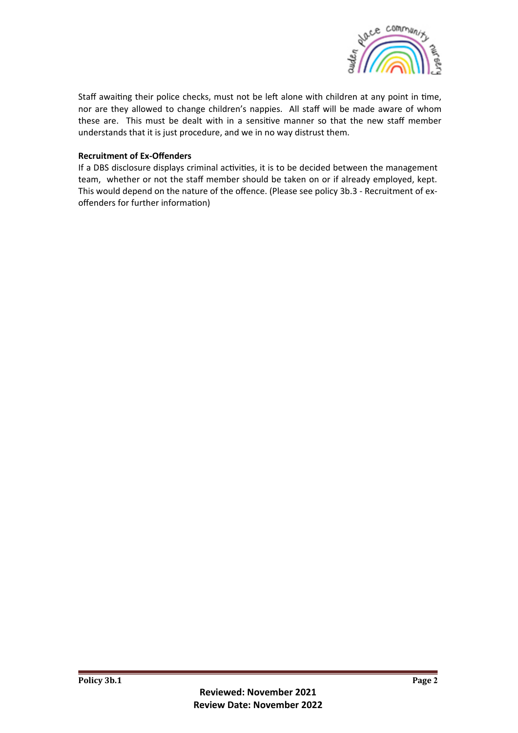Staff awaiting their police checks, must not be left alone with children at any point in time, nor are they allowed to change children's nappies. All staff will be made aware of whom these are. This must be dealt with in a sensitive manner so that the new staff member understands that it is just procedure, and we in no way distrust them.

**Recruitment of Ex-Offenders**

If a DBS disclosure displays criminal activities, it is to be decided between the management team, whether or not the staff member should be taken on or if already employed, kept. This would depend on the nature of the offence. (Please see policy 3b.3 - Recruitment of ex-offenders for further information)

**Reviewed: November 2021**
**Review Date: November 2022**